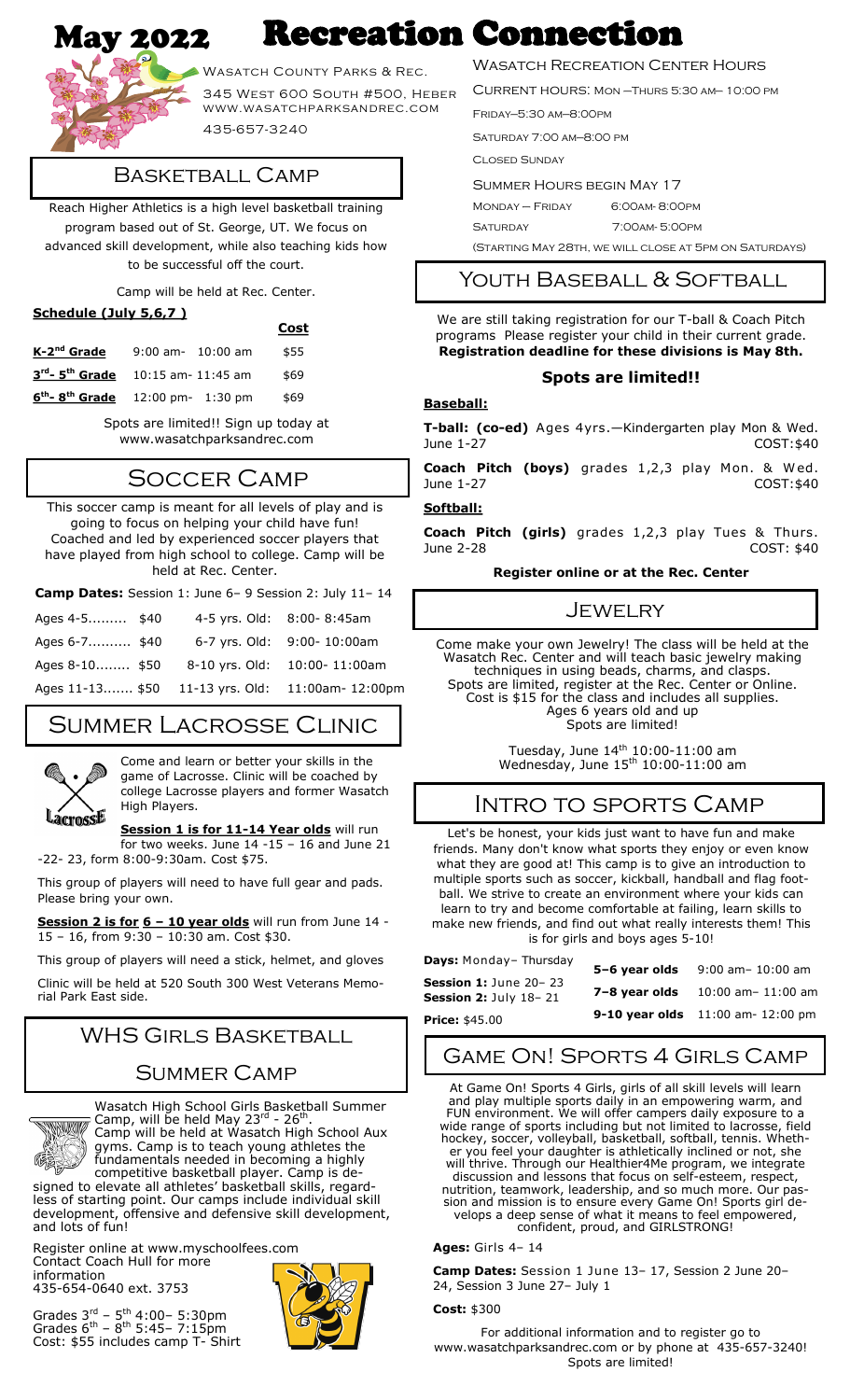# May 2022 Recreation Connection

Wasatch County Parks & Rec.

345 West 600 South #500, Heber

www.wasatchparksandrec.com

435-657-3240

## Basketball Camp

Reach Higher Athletics is a high level basketball training program based out of St. George, UT. We focus on advanced skill development, while also teaching kids how to be successful off the court.

Camp will be held at Rec. Center.

**Schedule (July 5,6,7 )**

| | | **Cost** |
|---|---|---|
| **K-2nd Grade** | 9:00 am- 10:00 am | $55 |
| **3rd- 5th Grade** | 10:15 am- 11:45 am | $69 |
| **6th- 8th Grade** | 12:00 pm- 1:30 pm | $69 |

Spots are limited!! Sign up today at www.wasatchparksandrec.com

## Soccer Camp

This soccer camp is meant for all levels of play and is going to focus on helping your child have fun! Coached and led by experienced soccer players that have played from high school to college. Camp will be held at Rec. Center.

**Camp Dates:** Session 1: June 6– 9 Session 2: July 11– 14

| | | | |
|---|---|---|---|
| Ages 4-5......... | $40 | 4-5 yrs. Old: | 8:00- 8:45am |
| Ages 6-7.......... | $40 | 6-7 yrs. Old: | 9:00- 10:00am |
| Ages 8-10........ | $50 | 8-10 yrs. Old: | 10:00- 11:00am |
| Ages 11-13....... | $50 | 11-13 yrs. Old: | 11:00am- 12:00pm |

## Summer Lacrosse Clinic

Come and learn or better your skills in the game of Lacrosse. Clinic will be coached by college Lacrosse players and former Wasatch High Players.

**Session 1 is for 11-14 Year olds** will run for two weeks. June 14 -15 – 16 and June 21 -22- 23, form 8:00-9:30am. Cost $75.

This group of players will need to have full gear and pads. Please bring your own.

**Session 2 is for 6 – 10 year olds** will run from June 14 - 15 – 16, from 9:30 – 10:30 am. Cost $30.

This group of players will need a stick, helmet, and gloves

Clinic will be held at 520 South 300 West Veterans Memorial Park East side.

## WHS Girls Basketball Summer Camp

Wasatch High School Girls Basketball Summer Camp, will be held May 23rd - 26th. Camp will be held at Wasatch High School Aux gyms. Camp is to teach young athletes the fundamentals needed in becoming a highly competitive basketball player. Camp is designed to elevate all athletes' basketball skills, regardless of starting point. Our camps include individual skill development, offensive and defensive skill development, and lots of fun!

Register online at www.myschoolfees.com
Contact Coach Hull for more information
435-654-0640 ext. 3753

Grades 3rd – 5th 4:00– 5:30pm
Grades 6th – 8th 5:45– 7:15pm
Cost: $55 includes camp T- Shirt

## Wasatch Recreation Center Hours

Current hours: Mon –Thurs 5:30 am– 10:00 pm

Friday–5:30 am–8:00pm

Saturday 7:00 am–8:00 pm

Closed Sunday

Summer Hours begin May 17

Monday – Friday 6:00am- 8:00pm

Saturday 7:00am- 5:00pm

(Starting May 28th, we will close at 5pm on Saturdays)

## Youth Baseball & Softball

We are still taking registration for our T-ball & Coach Pitch programs Please register your child in their current grade. **Registration deadline for these divisions is May 8th.**

**Spots are limited!!**

**Baseball:**

**T-ball: (co-ed)** Ages 4yrs.—Kindergarten play Mon & Wed. June 1-27 COST:$40

**Coach Pitch (boys)** grades 1,2,3 play Mon. & Wed. June 1-27 COST:$40

**Softball:**

**Coach Pitch (girls)** grades 1,2,3 play Tues & Thurs. June 2-28 COST: $40

**Register online or at the Rec. Center**

## Jewelry

Come make your own Jewelry! The class will be held at the Wasatch Rec. Center and will teach basic jewelry making techniques in using beads, charms, and clasps. Spots are limited, register at the Rec. Center or Online. Cost is $15 for the class and includes all supplies. Ages 6 years old and up
Spots are limited!

Tuesday, June 14th 10:00-11:00 am
Wednesday, June 15th 10:00-11:00 am

## Intro to sports Camp

Let's be honest, your kids just want to have fun and make friends. Many don't know what sports they enjoy or even know what they are good at! This camp is to give an introduction to multiple sports such as soccer, kickball, handball and flag football. We strive to create an environment where your kids can learn to try and become comfortable at failing, learn skills to make new friends, and find out what really interests them! This is for girls and boys ages 5-10!

**Days:** Monday– Thursday

**Session 1:** June 20– 23
**Session 2:** July 18– 21

**Price:** $45.00

| | |
|---|---|
| **5–6 year olds** | 9:00 am– 10:00 am |
| **7–8 year olds** | 10:00 am– 11:00 am |
| **9-10 year olds** | 11:00 am- 12:00 pm |

## Game On! Sports 4 Girls Camp

At Game On! Sports 4 Girls, girls of all skill levels will learn and play multiple sports daily in an empowering warm, and FUN environment. We will offer campers daily exposure to a wide range of sports including but not limited to lacrosse, field hockey, soccer, volleyball, basketball, softball, tennis. Whether you feel your daughter is athletically inclined or not, she will thrive. Through our Healthier4Me program, we integrate discussion and lessons that focus on self-esteem, respect, nutrition, teamwork, leadership, and so much more. Our passion and mission is to ensure every Game On! Sports girl develops a deep sense of what it means to feel empowered, confident, proud, and GIRLSTRONG!

**Ages:** Girls 4– 14

**Camp Dates:** Session 1 June 13– 17, Session 2 June 20– 24, Session 3 June 27– July 1

**Cost:** $300

For additional information and to register go to www.wasatchparksandrec.com or by phone at 435-657-3240! Spots are limited!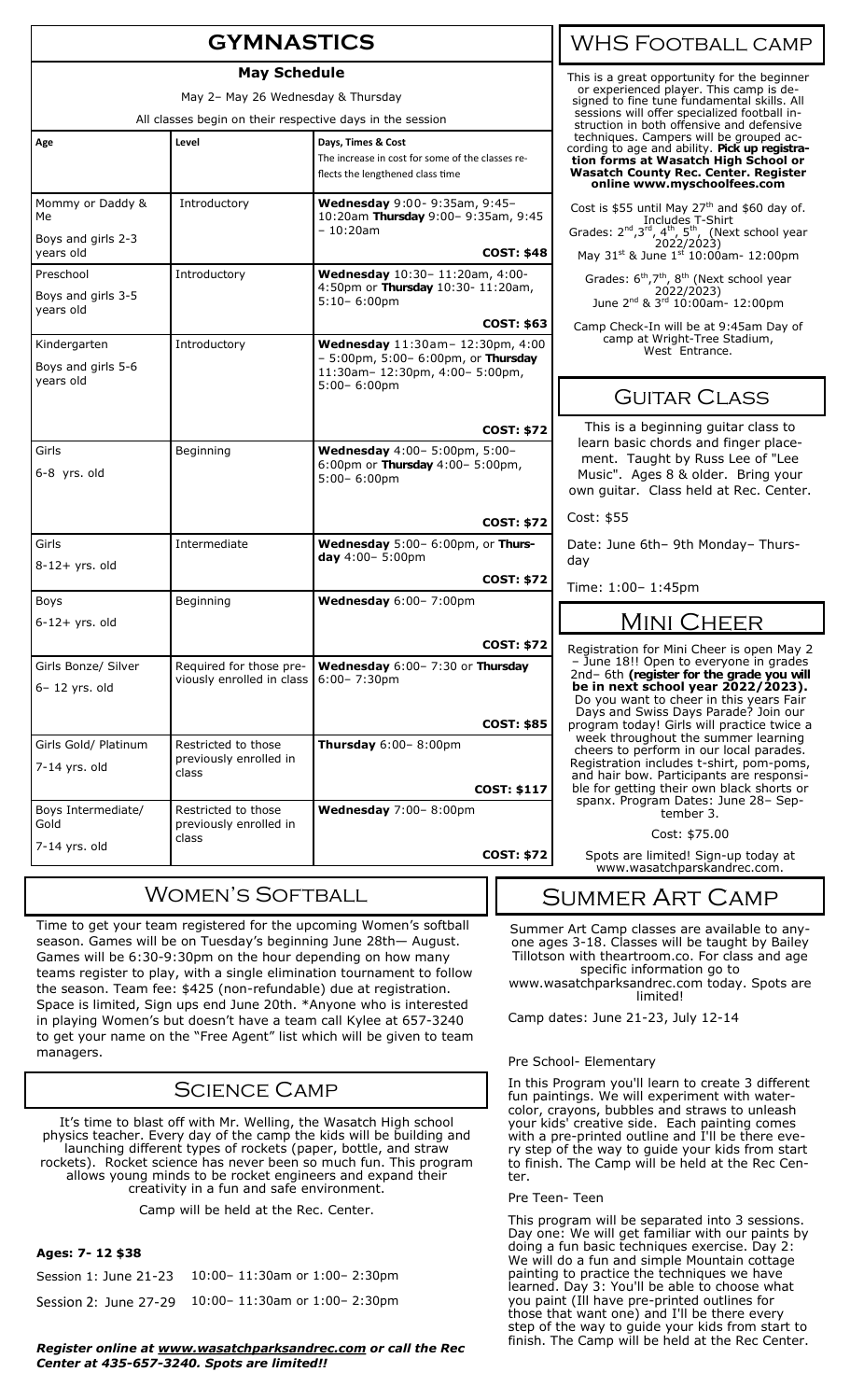# GYMNASTICS

## May Schedule

May 2– May 26 Wednesday & Thursday

All classes begin on their respective days in the session

| Age | Level | Days, Times & Cost<br>The increase in cost for some of the classes reflects the lengthened class time |
|---|---|---|
| Mommy or Daddy & Me<br>Boys and girls 2-3 years old | Introductory | **Wednesday** 9:00- 9:35am, 9:45– 10:20am **Thursday** 9:00– 9:35am, 9:45 – 10:20am<br>**COST: $48** |
| Preschool<br>Boys and girls 3-5 years old | Introductory | **Wednesday** 10:30– 11:20am, 4:00- 4:50pm or **Thursday** 10:30- 11:20am, 5:10– 6:00pm<br>**COST: $63** |
| Kindergarten<br>Boys and girls 5-6 years old | Introductory | **Wednesday** 11:30am– 12:30pm, 4:00 – 5:00pm, 5:00– 6:00pm, or **Thursday** 11:30am– 12:30pm, 4:00– 5:00pm, 5:00– 6:00pm<br>**COST: $72** |
| Girls<br>6-8 yrs. old | Beginning | **Wednesday** 4:00– 5:00pm, 5:00– 6:00pm or **Thursday** 4:00– 5:00pm, 5:00– 6:00pm<br>**COST: $72** |
| Girls<br>8-12+ yrs. old | Intermediate | **Wednesday** 5:00– 6:00pm, or **Thursday** 4:00– 5:00pm<br>**COST: $72** |
| Boys<br>6-12+ yrs. old | Beginning | **Wednesday** 6:00– 7:00pm<br>**COST: $72** |
| Girls Bonze/ Silver<br>6– 12 yrs. old | Required for those previously enrolled in class | **Wednesday** 6:00– 7:30 or **Thursday** 6:00– 7:30pm<br>**COST: $85** |
| Girls Gold/ Platinum<br>7-14 yrs. old | Restricted to those previously enrolled in class | **Thursday** 6:00– 8:00pm<br>**COST: $117** |
| Boys Intermediate/ Gold<br>7-14 yrs. old | Restricted to those previously enrolled in class | **Wednesday** 7:00– 8:00pm<br>**COST: $72** |

# WHS Football Camp

This is a great opportunity for the beginner or experienced player. This camp is designed to fine tune fundamental skills. All sessions will offer specialized football instruction in both offensive and defensive techniques. Campers will be grouped according to age and ability. **Pick up registration forms at Wasatch High School or Wasatch County Rec. Center. Register online at www.myschoolfees.com**

Cost is $55 until May 27th and $60 day of. Includes T-Shirt

Grades: 2nd, 3rd, 4th, 5th, (Next school year 2022/2023)
May 31st & June 1st 10:00am- 12:00pm

Grades: 6th, 7th, 8th (Next school year 2022/2023)
June 2nd & 3rd 10:00am- 12:00pm

Camp Check-In will be at 9:45am Day of camp at Wright-Tree Stadium, West Entrance.

# Guitar Class

This is a beginning guitar class to learn basic chords and finger placement. Taught by Russ Lee of "Lee Music". Ages 8 & older. Bring your own guitar. Class held at Rec. Center.

Cost: $55

Date: June 6th– 9th Monday– Thursday

Time: 1:00– 1:45pm

# Mini Cheer

Registration for Mini Cheer is open May 2 – June 18!! Open to everyone in grades 2nd– 6th **(register for the grade you will be in next school year 2022/2023).** Do you want to cheer in this years Fair Days and Swiss Days Parade? Join our program today! Girls will practice twice a week throughout the summer learning cheers to perform in our local parades. Registration includes t-shirt, pom-poms, and hair bow. Participants are responsible for getting their own black shorts or spanx. Program Dates: June 28– September 3.

Cost: $75.00

Spots are limited! Sign-up today at www.wasatchparskandrec.com.

# Women's Softball

Time to get your team registered for the upcoming Women's softball season. Games will be on Tuesday's beginning June 28th— August. Games will be 6:30-9:30pm on the hour depending on how many teams register to play, with a single elimination tournament to follow the season. Team fee: $425 (non-refundable) due at registration. Space is limited, Sign ups end June 20th. *Anyone who is interested in playing Women's but doesn't have a team call Kylee at 657-3240 to get your name on the "Free Agent" list which will be given to team managers.

# Science Camp

It's time to blast off with Mr. Welling, the Wasatch High school physics teacher. Every day of the camp the kids will be building and launching different types of rockets (paper, bottle, and straw rockets). Rocket science has never been so much fun. This program allows young minds to be rocket engineers and expand their creativity in a fun and safe environment.

Camp will be held at the Rec. Center.

**Ages: 7- 12 $38**

Session 1: June 21-23 10:00– 11:30am or 1:00– 2:30pm

Session 2: June 27-29 10:00– 11:30am or 1:00– 2:30pm

***Register online at www.wasatchparksandrec.com or call the Rec Center at 435-657-3240. Spots are limited!!***

# Summer Art Camp

Summer Art Camp classes are available to anyone ages 3-18. Classes will be taught by Bailey Tillotson with theartroom.co. For class and age specific information go to www.wasatchparksandrec.com today. Spots are limited!

Camp dates: June 21-23, July 12-14

Pre School- Elementary

In this Program you'll learn to create 3 different fun paintings. We will experiment with watercolor, crayons, bubbles and straws to unleash your kids' creative side. Each painting comes with a pre-printed outline and I'll be there every step of the way to guide your kids from start to finish. The Camp will be held at the Rec Center.

Pre Teen- Teen

This program will be separated into 3 sessions. Day one: We will get familiar with our paints by doing a fun basic techniques exercise. Day 2: We will do a fun and simple Mountain cottage painting to practice the techniques we have learned. Day 3: You'll be able to choose what you paint (Ill have pre-printed outlines for those that want one) and I'll be there every step of the way to guide your kids from start to finish. The Camp will be held at the Rec Center.